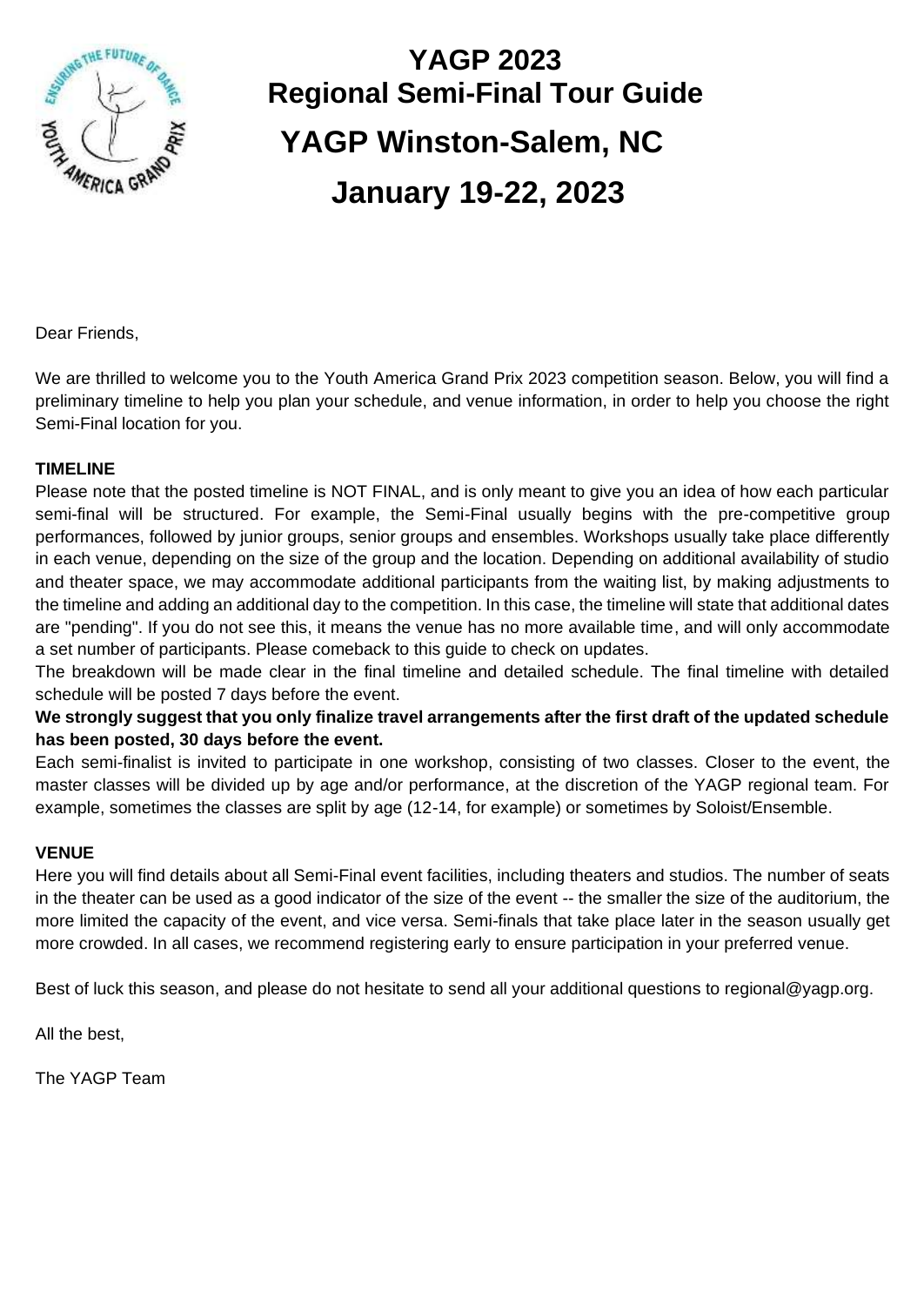# YAGP 2023
## Regional Semi-Final Tour Guide
## YAGP Winston-Salem, NC
## January 19-22, 2023

Dear Friends,

We are thrilled to welcome you to the Youth America Grand Prix 2023 competition season. Below, you will find a preliminary timeline to help you plan your schedule, and venue information, in order to help you choose the right Semi-Final location for you.

**TIMELINE**

Please note that the posted timeline is NOT FINAL, and is only meant to give you an idea of how each particular semi-final will be structured. For example, the Semi-Final usually begins with the pre-competitive group performances, followed by junior groups, senior groups and ensembles. Workshops usually take place differently in each venue, depending on the size of the group and the location. Depending on additional availability of studio and theater space, we may accommodate additional participants from the waiting list, by making adjustments to the timeline and adding an additional day to the competition. In this case, the timeline will state that additional dates are "pending". If you do not see this, it means the venue has no more available time, and will only accommodate a set number of participants. Please comeback to this guide to check on updates.

The breakdown will be made clear in the final timeline and detailed schedule. The final timeline with detailed schedule will be posted 7 days before the event.

**We strongly suggest that you only finalize travel arrangements after the first draft of the updated schedule has been posted, 30 days before the event.**

Each semi-finalist is invited to participate in one workshop, consisting of two classes. Closer to the event, the master classes will be divided up by age and/or performance, at the discretion of the YAGP regional team. For example, sometimes the classes are split by age (12-14, for example) or sometimes by Soloist/Ensemble.

**VENUE**

Here you will find details about all Semi-Final event facilities, including theaters and studios. The number of seats in the theater can be used as a good indicator of the size of the event -- the smaller the size of the auditorium, the more limited the capacity of the event, and vice versa. Semi-finals that take place later in the season usually get more crowded. In all cases, we recommend registering early to ensure participation in your preferred venue.

Best of luck this season, and please do not hesitate to send all your additional questions to regional@yagp.org.

All the best,

The YAGP Team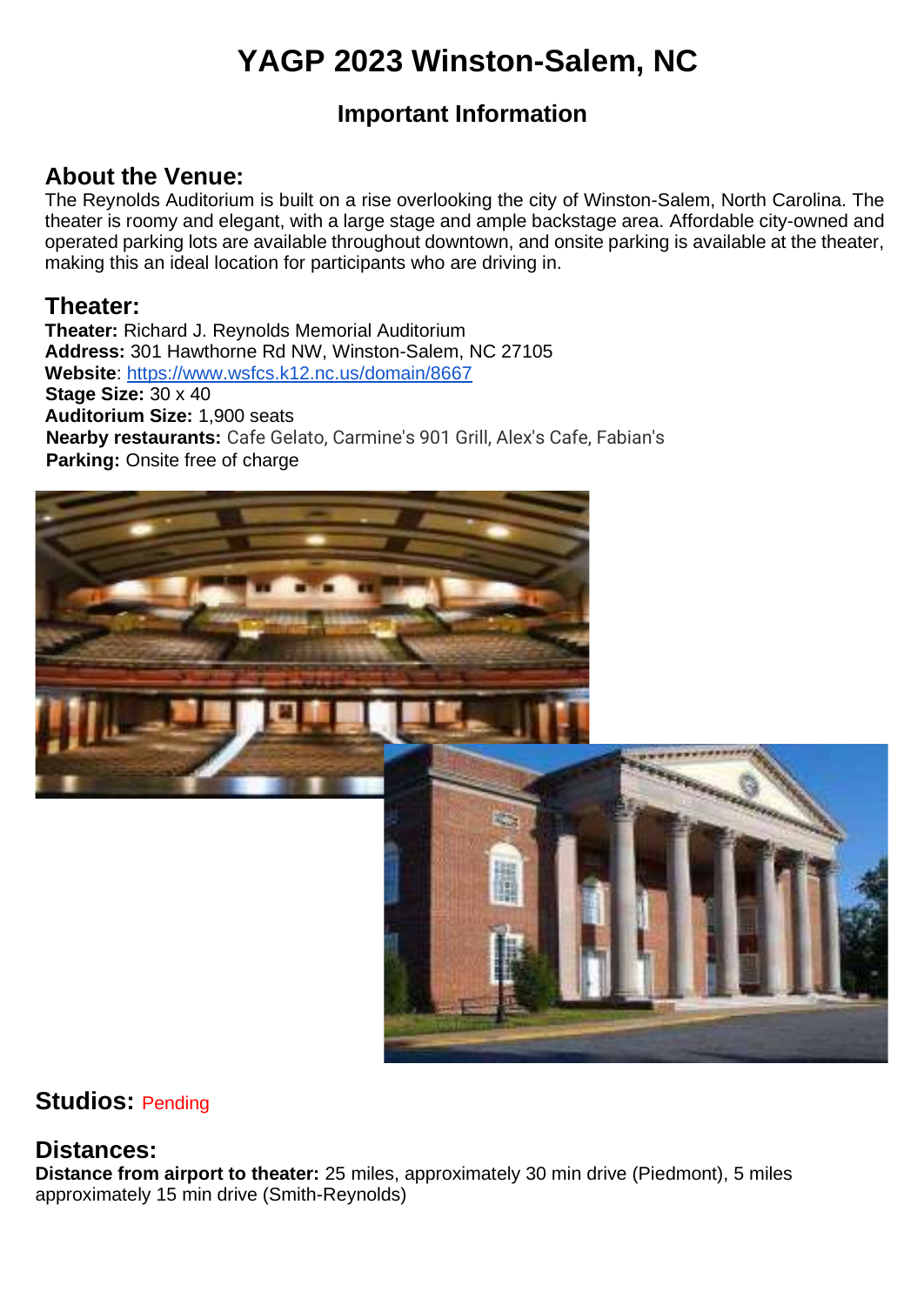# YAGP 2023 Winston-Salem, NC

## Important Information

### About the Venue:

The Reynolds Auditorium is built on a rise overlooking the city of Winston-Salem, North Carolina. The theater is roomy and elegant, with a large stage and ample backstage area. Affordable city-owned and operated parking lots are available throughout downtown, and onsite parking is available at the theater, making this an ideal location for participants who are driving in.

### Theater:

**Theater:** Richard J. Reynolds Memorial Auditorium
**Address:** 301 Hawthorne Rd NW, Winston-Salem, NC 27105
**Website**: [https://www.wsfcs.k12.nc.us/domain/8667](https://www.wsfcs.k12.nc.us/domain/8667)
**Stage Size:** 30 x 40
**Auditorium Size:** 1,900 seats
**Nearby restaurants:** Cafe Gelato, Carmine's 901 Grill, Alex's Cafe, Fabian's
**Parking:** Onsite free of charge

### Studios: Pending

### Distances:

**Distance from airport to theater:** 25 miles, approximately 30 min drive (Piedmont), 5 miles approximately 15 min drive (Smith-Reynolds)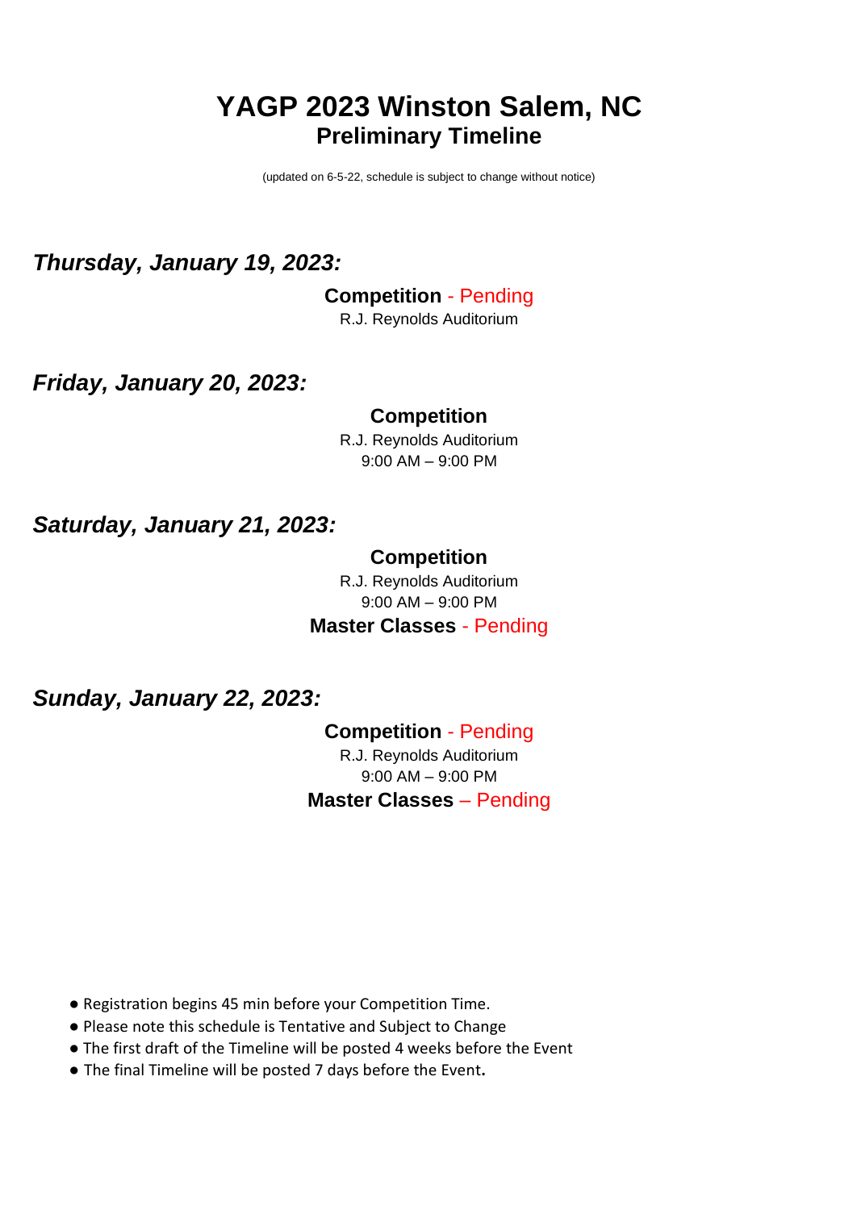# YAGP 2023 Winston Salem, NC
## Preliminary Timeline

(updated on 6-5-22, schedule is subject to change without notice)

### *Thursday, January 19, 2023:*

**Competition** - Pending
R.J. Reynolds Auditorium

### *Friday, January 20, 2023:*

**Competition**
R.J. Reynolds Auditorium
9:00 AM – 9:00 PM

### *Saturday, January 21, 2023:*

**Competition**
R.J. Reynolds Auditorium
9:00 AM – 9:00 PM
**Master Classes** - Pending

### *Sunday, January 22, 2023:*

**Competition** - Pending
R.J. Reynolds Auditorium
9:00 AM – 9:00 PM
**Master Classes** – Pending

- Registration begins 45 min before your Competition Time.
- Please note this schedule is Tentative and Subject to Change
- The first draft of the Timeline will be posted 4 weeks before the Event
- The final Timeline will be posted 7 days before the Event.